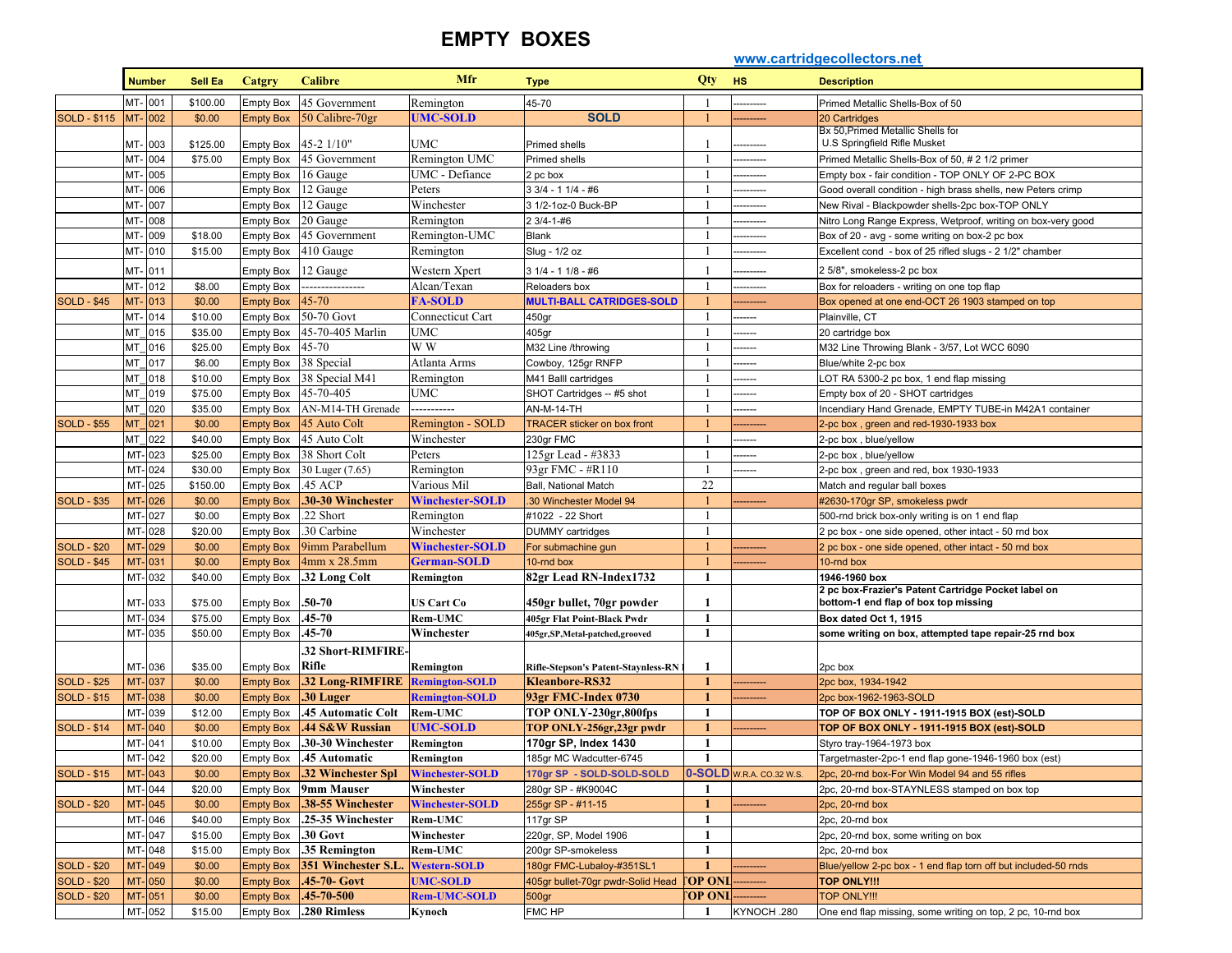# EMPTY BOXES

www.cartridgecollectors.net

| | Number | | Sell Ea | Catgry | Calibre | Mfr | Type | Qty | HS | Description |
|---|---|---|---|---|---|---|---|---|---|---|
| | MT- | 001 | $100.00 | Empty Box | 45 Government | Remington | 45-70 | 1 | ---------- | Primed Metallic Shells-Box of 50 |
| SOLD - $115 | MT- | 002 | $0.00 | Empty Box | 50 Calibre-70gr | UMC-SOLD | SOLD | 1 | ---------- | 20 Cartridges |
| | MT- | 003 | $125.00 | Empty Box | 45-2 1/10" | UMC | Primed shells | 1 | ---------- | Bx 50,Primed Metallic Shells for U.S Springfield Rifle Musket |
| | MT- | 004 | $75.00 | Empty Box | 45 Government | Remington UMC | Primed shells | 1 | ---------- | Primed Metallic Shells-Box of 50, # 2 1/2 primer |
| | MT- | 005 | | Empty Box | 16 Gauge | UMC - Defiance | 2 pc box | 1 | ---------- | Empty box - fair condition - TOP ONLY OF 2-PC BOX |
| | MT- | 006 | | Empty Box | 12 Gauge | Peters | 3 3/4 - 1 1/4 - #6 | 1 | ---------- | Good overall condition - high brass shells, new Peters crimp |
| | MT- | 007 | | Empty Box | 12 Gauge | Winchester | 3 1/2-1oz-0 Buck-BP | 1 | ---------- | New Rival - Blackpowder shells-2pc box-TOP ONLY |
| | MT- | 008 | | Empty Box | 20 Gauge | Remington | 2 3/4-1-#6 | 1 | ---------- | Nitro Long Range Express, Wetproof, writing on box-very good |
| | MT- | 009 | $18.00 | Empty Box | 45 Government | Remington-UMC | Blank | 1 | ---------- | Box of 20 - avg - some writing on box-2 pc box |
| | MT- | 010 | $15.00 | Empty Box | 410 Gauge | Remington | Slug - 1/2 oz | 1 | ---------- | Excellent cond - box of 25 rifled slugs - 2 1/2" chamber |
| | MT- | 011 | | Empty Box | 12 Gauge | Western Xpert | 3 1/4 - 1 1/8 - #6 | 1 | ---------- | 2 5/8", smokeless-2 pc box |
| | MT- | 012 | $8.00 | Empty Box | ---------------- | Alcan/Texan | Reloaders box | 1 | ---------- | Box for reloaders - writing on one top flap |
| SOLD - $45 | MT- | 013 | $0.00 | Empty Box | 45-70 | FA-SOLD | MULTI-BALL CATRIDGES-SOLD | 1 | ---------- | Box opened at one end-OCT 26 1903 stamped on top |
| | MT- | 014 | $10.00 | Empty Box | 50-70 Govt | Connecticut Cart | 450gr | 1 | ------- | Plainville, CT |
| | MT_ | 015 | $35.00 | Empty Box | 45-70-405 Marlin | UMC | 405gr | 1 | ------- | 20 cartridge box |
| | MT_ | 016 | $25.00 | Empty Box | 45-70 | W W | M32 Line /throwing | 1 | ------- | M32 Line Throwing Blank - 3/57, Lot WCC 6090 |
| | MT_ | 017 | $6.00 | Empty Box | 38 Special | Atlanta Arms | Cowboy, 125gr RNFP | 1 | ------- | Blue/white 2-pc box |
| | MT_ | 018 | $10.00 | Empty Box | 38 Special M41 | Remington | M41 Balll cartridges | 1 | ------- | LOT RA 5300-2 pc box, 1 end flap missing |
| | MT_ | 019 | $75.00 | Empty Box | 45-70-405 | UMC | SHOT Cartridges -- #5 shot | 1 | ------- | Empty box of 20 - SHOT cartridges |
| | MT_ | 020 | $35.00 | Empty Box | AN-M14-TH Grenade | ----------- | AN-M-14-TH | 1 | ------- | Incendiary Hand Grenade, EMPTY TUBE-in M42A1 container |
| SOLD - $55 | MT_ | 021 | $0.00 | Empty Box | 45 Auto Colt | Remington - SOLD | TRACER sticker on box front | 1 | ---------- | 2-pc box , green and red-1930-1933 box |
| | MT_ | 022 | $40.00 | Empty Box | 45 Auto Colt | Winchester | 230gr FMC | 1 | ------- | 2-pc box , blue/yellow |
| | MT- | 023 | $25.00 | Empty Box | 38 Short Colt | Peters | 125gr Lead - #3833 | 1 | ------- | 2-pc box , blue/yellow |
| | MT- | 024 | $30.00 | Empty Box | 30 Luger (7.65) | Remington | 93gr FMC - #R110 | 1 | ------- | 2-pc box , green and red, box 1930-1933 |
| | MT- | 025 | $150.00 | Empty Box | .45 ACP | Various Mil | Ball, National Match | 22 | | Match and regular ball boxes |
| SOLD - $35 | MT- | 026 | $0.00 | Empty Box | .30-30 Winchester | Winchester-SOLD | .30 Winchester Model 94 | 1 | ---------- | #2630-170gr SP, smokeless pwdr |
| | MT- | 027 | $0.00 | Empty Box | .22 Short | Remington | #1022 - 22 Short | 1 | | 500-rnd brick box-only writing is on 1 end flap |
| | MT- | 028 | $20.00 | Empty Box | .30 Carbine | Winchester | DUMMY cartridges | 1 | | 2 pc box - one side opened, other intact - 50 rnd box |
| SOLD - $20 | MT- | 029 | $0.00 | Empty Box | 9imm Parabellum | Winchester-SOLD | For submachine gun | 1 | ---------- | 2 pc box - one side opened, other intact - 50 rnd box |
| SOLD - $45 | MT- | 031 | $0.00 | Empty Box | 4mm x 28.5mm | German-SOLD | 10-rnd box | 1 | ---------- | 10-rnd box |
| | MT- | 032 | $40.00 | Empty Box | .32 Long Colt | Remington | 82gr Lead RN-Index1732 | 1 | | 1946-1960 box |
| | MT- | 033 | $75.00 | Empty Box | .50-70 | US Cart Co | 450gr bullet, 70gr powder | 1 | | 2 pc box-Frazier's Patent Cartridge Pocket label on bottom-1 end flap of box top missing |
| | MT- | 034 | $75.00 | Empty Box | .45-70 | Rem-UMC | 405gr Flat Point-Black Pwdr | 1 | | Box dated Oct 1, 1915 |
| | MT- | 035 | $50.00 | Empty Box | .45-70 | Winchester | 405gr,SP,Metal-patched,grooved | 1 | | some writing on box, attempted tape repair-25 rnd box |
| | MT- | 036 | $35.00 | Empty Box | .32 Short-RIMFIRE-Rifle | Remington | Rifle-Stepson's Patent-Staynless-RN | 1 | | 2pc box |
| SOLD - $25 | MT- | 037 | $0.00 | Empty Box | .32 Long-RIMFIRE | Remington-SOLD | Kleanbore-RS32 | 1 | ---------- | 2pc box, 1934-1942 |
| SOLD - $15 | MT- | 038 | $0.00 | Empty Box | .30 Luger | Remington-SOLD | 93gr FMC-Index 0730 | 1 | ---------- | 2pc box-1962-1963-SOLD |
| | MT- | 039 | $12.00 | Empty Box | .45 Automatic Colt | Rem-UMC | TOP ONLY-230gr,800fps | 1 | | TOP OF BOX ONLY - 1911-1915 BOX (est)-SOLD |
| SOLD - $14 | MT- | 040 | $0.00 | Empty Box | .44 S&W Russian | UMC-SOLD | TOP ONLY-256gr,23gr pwdr | 1 | ---------- | TOP OF BOX ONLY - 1911-1915 BOX (est)-SOLD |
| | MT- | 041 | $10.00 | Empty Box | .30-30 Winchester | Remington | 170gr SP, Index 1430 | 1 | | Styro tray-1964-1973 box |
| | MT- | 042 | $20.00 | Empty Box | .45 Automatic | Remington | 185gr MC Wadcutter-6745 | 1 | | Targetmaster-2pc-1 end flap gone-1946-1960 box (est) |
| SOLD - $15 | MT- | 043 | $0.00 | Empty Box | .32 Winchester Spl | Winchester-SOLD | 170gr SP - SOLD-SOLD-SOLD | 0-SOLD | W.R.A. CO.32 W.S. | 2pc, 20-rnd box-For Win Model 94 and 55 rifles |
| | MT- | 044 | $20.00 | Empty Box | 9mm Mauser | Winchester | 280gr SP - #K9004C | 1 | | 2pc, 20-rnd box-STAYNLESS stamped on box top |
| SOLD - $20 | MT- | 045 | $0.00 | Empty Box | .38-55 Winchester | Winchester-SOLD | 255gr SP - #11-15 | 1 | ---------- | 2pc, 20-rnd box |
| | MT- | 046 | $40.00 | Empty Box | .25-35 Winchester | Rem-UMC | 117gr SP | 1 | | 2pc, 20-rnd box |
| | MT- | 047 | $15.00 | Empty Box | .30 Govt | Winchester | 220gr, SP, Model 1906 | 1 | | 2pc, 20-rnd box, some writing on box |
| | MT- | 048 | $15.00 | Empty Box | .35 Remington | Rem-UMC | 200gr SP-smokeless | 1 | | 2pc, 20-rnd box |
| SOLD - $20 | MT- | 049 | $0.00 | Empty Box | 351 Winchester S.L. | Western-SOLD | 180gr FMC-Lubaloy-#351SL1 | 1 | ---------- | Blue/yellow 2-pc box - 1 end flap torn off but included-50 rnds |
| SOLD - $20 | MT- | 050 | $0.00 | Empty Box | .45-70- Govt | UMC-SOLD | 405gr bullet-70gr pwdr-Solid Head | TOP ONLY | ---------- | TOP ONLY!!! |
| SOLD - $20 | MT- | 051 | $0.00 | Empty Box | .45-70-500 | Rem-UMC-SOLD | 500gr | TOP ONLY | ---------- | TOP ONLY!!! |
| | MT- | 052 | $15.00 | Empty Box | .280 Rimless | Kynoch | FMC HP | 1 | KYNOCH .280 | One end flap missing, some writing on top, 2 pc, 10-rnd box |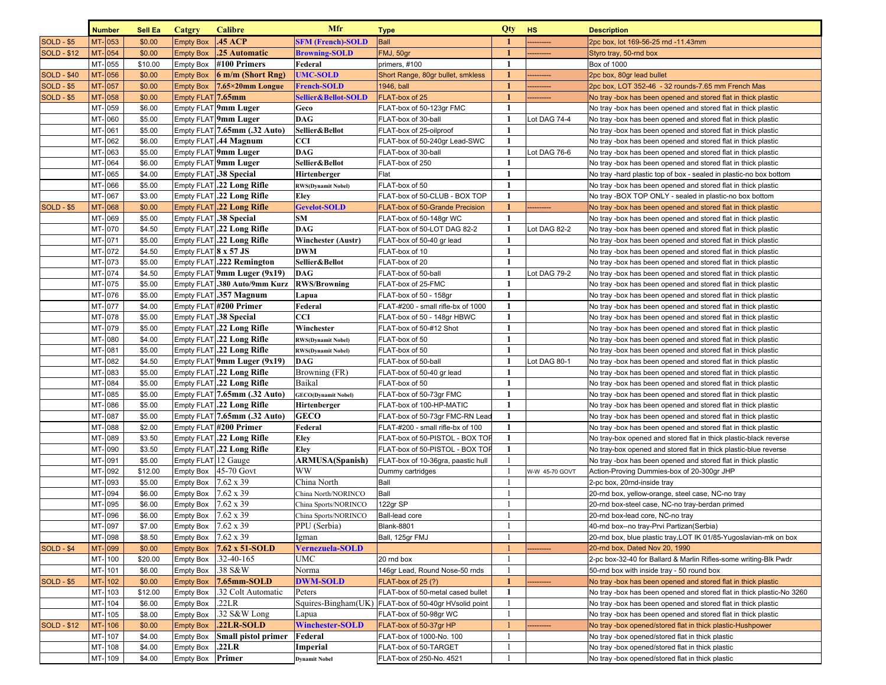| | Number | | Sell Ea | Catgry | Calibre | Mfr | Type | Qty | HS | Description |
|---|---|---|---|---|---|---|---|---|---|---|
| SOLD - $5 | MT- | 053 | $0.00 | Empty Box | .45 ACP | SFM (French)-SOLD | Ball | 1 | ---------- | 2pc box, lot 169-56-25 rnd -11.43mm |
| SOLD - $12 | MT- | 054 | $0.00 | Empty Box | .25 Automatic | Browning-SOLD | FMJ, 50gr | 1 | ---------- | Styro tray, 50-rnd box |
| | MT- | 055 | $10.00 | Empty Box | #100 Primers | Federal | primers, #100 | 1 | | Box of 1000 |
| SOLD - $40 | MT- | 056 | $0.00 | Empty Box | 6 m/m (Short Rng) | UMC-SOLD | Short Range, 80gr bullet, smkless | 1 | ---------- | 2pc box, 80gr lead bullet |
| SOLD - $5 | MT- | 057 | $0.00 | Empty Box | 7.65×20mm Longue | French-SOLD | 1946, ball | 1 | ---------- | 2pc box, LOT 352-46 - 32 rounds-7.65 mm French Mas |
| SOLD - $5 | MT- | 058 | $0.00 | Empty FLAT | 7.65mm | Sellier&Bellot-SOLD | FLAT-box of 25 | 1 | ---------- | No tray -box has been opened and stored flat in thick plastic |
| | MT- | 059 | $6.00 | Empty FLAT | 9mm Luger | Geco | FLAT-box of 50-123gr FMC | 1 | | No tray -box has been opened and stored flat in thick plastic |
| | MT- | 060 | $5.00 | Empty FLAT | 9mm Luger | DAG | FLAT-box of 30-ball | 1 | Lot DAG 74-4 | No tray -box has been opened and stored flat in thick plastic |
| | MT- | 061 | $5.00 | Empty FLAT | 7.65mm (.32 Auto) | Sellier&Bellot | FLAT-box of 25-oilproof | 1 | | No tray -box has been opened and stored flat in thick plastic |
| | MT- | 062 | $6.00 | Empty FLAT | .44 Magnum | CCI | FLAT-box of 50-240gr Lead-SWC | 1 | | No tray -box has been opened and stored flat in thick plastic |
| | MT- | 063 | $5.00 | Empty FLAT | 9mm Luger | DAG | FLAT-box of 30-ball | 1 | Lot DAG 76-6 | No tray -box has been opened and stored flat in thick plastic |
| | MT- | 064 | $6.00 | Empty FLAT | 9mm Luger | Sellier&Bellot | FLAT-box of 250 | 1 | | No tray -box has been opened and stored flat in thick plastic |
| | MT- | 065 | $4.00 | Empty FLAT | .38 Special | Hirtenberger | Flat | 1 | | No tray -hard plastic top of box - sealed in plastic-no box bottom |
| | MT- | 066 | $5.00 | Empty FLAT | .22 Long Rifle | RWS(Dynamit Nobel) | FLAT-box of 50 | 1 | | No tray -box has been opened and stored flat in thick plastic |
| | MT- | 067 | $3.00 | Empty FLAT | .22 Long Rifle | Eley | FLAT-box of 50-CLUB - BOX TOP | 1 | | No tray -BOX TOP ONLY - sealed in plastic-no box bottom |
| SOLD - $5 | MT- | 068 | $0.00 | Empty FLAT | .22 Long Rifle | Gevelot-SOLD | FLAT-box of 50-Grande Precision | 1 | ---------- | No tray -box has been opened and stored flat in thick plastic |
| | MT- | 069 | $5.00 | Empty FLAT | .38 Special | SM | FLAT-box of 50-148gr WC | 1 | | No tray -box has been opened and stored flat in thick plastic |
| | MT- | 070 | $4.50 | Empty FLAT | .22 Long Rifle | DAG | FLAT-box of 50-LOT DAG 82-2 | 1 | Lot DAG 82-2 | No tray -box has been opened and stored flat in thick plastic |
| | MT- | 071 | $5.00 | Empty FLAT | .22 Long Rifle | Winchester (Austr) | FLAT-box of 50-40 gr lead | 1 | | No tray -box has been opened and stored flat in thick plastic |
| | MT- | 072 | $4.50 | Empty FLAT | 8 x 57 JS | DWM | FLAT-box of 10 | 1 | | No tray -box has been opened and stored flat in thick plastic |
| | MT- | 073 | $5.00 | Empty FLAT | .222 Remington | Sellier&Bellot | FLAT-box of 20 | 1 | | No tray -box has been opened and stored flat in thick plastic |
| | MT- | 074 | $4.50 | Empty FLAT | 9mm Luger (9x19) | DAG | FLAT-box of 50-ball | 1 | Lot DAG 79-2 | No tray -box has been opened and stored flat in thick plastic |
| | MT- | 075 | $5.00 | Empty FLAT | .380 Auto/9mm Kurz | RWS/Browning | FLAT-box of 25-FMC | 1 | | No tray -box has been opened and stored flat in thick plastic |
| | MT- | 076 | $5.00 | Empty FLAT | .357 Magnum | Lapua | FLAT-box of 50 - 158gr | 1 | | No tray -box has been opened and stored flat in thick plastic |
| | MT- | 077 | $4.00 | Empty FLAT | #200 Primer | Federal | FLAT-#200 - small rifle-bx of 1000 | 1 | | No tray -box has been opened and stored flat in thick plastic |
| | MT- | 078 | $5.00 | Empty FLAT | .38 Special | CCI | FLAT-box of 50 - 148gr HBWC | 1 | | No tray -box has been opened and stored flat in thick plastic |
| | MT- | 079 | $5.00 | Empty FLAT | .22 Long Rifle | Winchester | FLAT-box of 50-#12 Shot | 1 | | No tray -box has been opened and stored flat in thick plastic |
| | MT- | 080 | $4.00 | Empty FLAT | .22 Long Rifle | RWS(Dynamit Nobel) | FLAT-box of 50 | 1 | | No tray -box has been opened and stored flat in thick plastic |
| | MT- | 081 | $5.00 | Empty FLAT | .22 Long Rifle | RWS(Dynamit Nobel) | FLAT-box of 50 | 1 | | No tray -box has been opened and stored flat in thick plastic |
| | MT- | 082 | $4.50 | Empty FLAT | 9mm Luger (9x19) | DAG | FLAT-box of 50-ball | 1 | Lot DAG 80-1 | No tray -box has been opened and stored flat in thick plastic |
| | MT- | 083 | $5.00 | Empty FLAT | .22 Long Rifle | Browning (FR) | FLAT-box of 50-40 gr lead | 1 | | No tray -box has been opened and stored flat in thick plastic |
| | MT- | 084 | $5.00 | Empty FLAT | .22 Long Rifle | Baikal | FLAT-box of 50 | 1 | | No tray -box has been opened and stored flat in thick plastic |
| | MT- | 085 | $5.00 | Empty FLAT | 7.65mm (.32 Auto) | GECO(Dynamit Nobel) | FLAT-box of 50-73gr FMC | 1 | | No tray -box has been opened and stored flat in thick plastic |
| | MT- | 086 | $5.00 | Empty FLAT | .22 Long Rifle | Hirtenberger | FLAT-box of 100-HP-MATIC | 1 | | No tray -box has been opened and stored flat in thick plastic |
| | MT- | 087 | $5.00 | Empty FLAT | 7.65mm (.32 Auto) | GECO | FLAT-box of 50-73gr FMC-RN Lead | 1 | | No tray -box has been opened and stored flat in thick plastic |
| | MT- | 088 | $2.00 | Empty FLAT | #200 Primer | Federal | FLAT-#200 - small rifle-bx of 100 | 1 | | No tray -box has been opened and stored flat in thick plastic |
| | MT- | 089 | $3.50 | Empty FLAT | .22 Long Rifle | Eley | FLAT-box of 50-PISTOL - BOX TOP | 1 | | No tray-box opened and stored flat in thick plastic-black reverse |
| | MT- | 090 | $3.50 | Empty FLAT | .22 Long Rifle | Eley | FLAT-box of 50-PISTOL - BOX TOP | 1 | | No tray-box opened and stored flat in thick plastic-blue reverse |
| | MT- | 091 | $5.00 | Empty FLAT | 12 Gauge | ARMUSA(Spanish) | FLAT-box of 10-36gra, paastic hull | 1 | | No tray -box has been opened and stored flat in thick plastic |
| | MT- | 092 | $12.00 | Empty Box | 45-70 Govt | WW | Dummy cartridges | 1 | W-W 45-70 GOVT | Action-Proving Dummies-box of 20-300gr JHP |
| | MT- | 093 | $5.00 | Empty Box | 7.62 x 39 | China North | Ball | 1 | | 2-pc box, 20rnd-inside tray |
| | MT- | 094 | $6.00 | Empty Box | 7.62 x 39 | China North/NORINCO | Ball | 1 | | 20-rnd box, yellow-orange, steel case, NC-no tray |
| | MT- | 095 | $6.00 | Empty Box | 7.62 x 39 | China Sports/NORINCO | 122gr SP | 1 | | 20-rnd box-steel case, NC-no tray-berdan primed |
| | MT- | 096 | $6.00 | Empty Box | 7.62 x 39 | China Sports/NORINCO | Ball-lead core | 1 | | 20-rnd box-lead core, NC-no tray |
| | MT- | 097 | $7.00 | Empty Box | 7.62 x 39 | PPU (Serbia) | Blank-8801 | 1 | | 40-rnd box--no tray-Prvi Partizan(Serbia) |
| | MT- | 098 | $8.50 | Empty Box | 7.62 x 39 | Igman | Ball, 125gr FMJ | 1 | | 20-rnd box, blue plastic tray,LOT IK 01/85-Yugoslavian-mk on box |
| SOLD - $4 | MT- | 099 | $0.00 | Empty Box | 7.62 x 51-SOLD | Vernezuela-SOLD | | 1 | ---------- | 20-rnd box, Dated Nov 20, 1990 |
| | MT- | 100 | $20.00 | Empty Box | .32-40-165 | UMC | 20 rnd box | 1 | | 2-pc box-32-40 for Ballard & Marlin Rifles-some writing-Blk Pwdr |
| | MT- | 101 | $6.00 | Empty Box | .38 S&W | Norma | 146gr Lead, Round Nose-50 rnds | 1 | | 50-rnd box with inside tray - 50 round box |
| SOLD - $5 | MT- | 102 | $0.00 | Empty Box | 7.65mm-SOLD | DWM-SOLD | FLAT-box of 25 (?) | 1 | ---------- | No tray -box has been opened and stored flat in thick plastic |
| | MT- | 103 | $12.00 | Empty Box | .32 Colt Automatic | Peters | FLAT-box of 50-metal cased bullet | 1 | | No tray -box has been opened and stored flat in thick plastic-No 3260 |
| | MT- | 104 | $6.00 | Empty Box | .22LR | Squires-Bingham(UK) | FLAT-box of 50-40gr HVsolid point | 1 | | No tray -box has been opened and stored flat in thick plastic |
| | MT- | 105 | $8.00 | Empty Box | .32 S&W Long | Lapua | FLAT-box of 50-98gr WC | 1 | | No tray -box has been opened and stored flat in thick plastic |
| SOLD - $12 | MT- | 106 | $0.00 | Empty Box | .22LR-SOLD | Winchester-SOLD | FLAT-box of 50-37gr HP | 1 | ---------- | No tray -box opened/stored flat in thick plastic-Hushpower |
| | MT- | 107 | $4.00 | Empty Box | Small pistol primer | Federal | FLAT-box of 1000-No. 100 | 1 | | No tray -box opened/stored flat in thick plastic |
| | MT- | 108 | $4.00 | Empty Box | .22LR | Imperial | FLAT-box of 50-TARGET | 1 | | No tray -box opened/stored flat in thick plastic |
| | MT- | 109 | $4.00 | Empty Box | Primer | Dynamit Nobel | FLAT-box of 250-No. 4521 | 1 | | No tray -box opened/stored flat in thick plastic |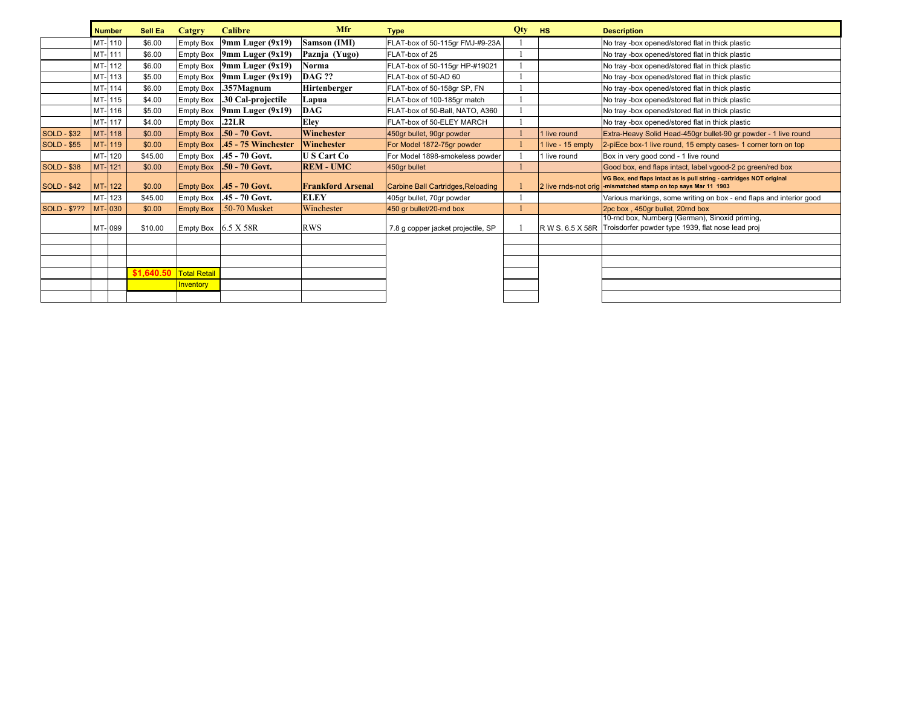| | Number | | Sell Ea | Catgry | Calibre | Mfr | Type | Qty | HS | Description |
|---|---|---|---|---|---|---|---|---|---|---|
| | MT- | 110 | $6.00 | Empty Box | 9mm Luger (9x19) | Samson (IMI) | FLAT-box of 50-115gr FMJ-#9-23A | 1 | | No tray -box opened/stored flat in thick plastic |
| | MT- | 111 | $6.00 | Empty Box | 9mm Luger (9x19) | Paznja (Yugo) | FLAT-box of 25 | 1 | | No tray -box opened/stored flat in thick plastic |
| | MT- | 112 | $6.00 | Empty Box | 9mm Luger (9x19) | Norma | FLAT-box of 50-115gr HP-#19021 | 1 | | No tray -box opened/stored flat in thick plastic |
| | MT- | 113 | $5.00 | Empty Box | 9mm Luger (9x19) | DAG ?? | FLAT-box of 50-AD 60 | 1 | | No tray -box opened/stored flat in thick plastic |
| | MT- | 114 | $6.00 | Empty Box | .357Magnum | Hirtenberger | FLAT-box of 50-158gr SP, FN | 1 | | No tray -box opened/stored flat in thick plastic |
| | MT- | 115 | $4.00 | Empty Box | .30 Cal-projectile | Lapua | FLAT-box of 100-185gr match | 1 | | No tray -box opened/stored flat in thick plastic |
| | MT- | 116 | $5.00 | Empty Box | 9mm Luger (9x19) | DAG | FLAT-box of 50-Ball, NATO, A360 | 1 | | No tray -box opened/stored flat in thick plastic |
| | MT- | 117 | $4.00 | Empty Box | .22LR | Eley | FLAT-box of 50-ELEY MARCH | 1 | | No tray -box opened/stored flat in thick plastic |
| SOLD - $32 | MT- | 118 | $0.00 | Empty Box | .50 - 70 Govt. | Winchester | 450gr bullet, 90gr powder | 1 | 1 live round | Extra-Heavy Solid Head-450gr bullet-90 gr powder - 1 live round |
| SOLD - $55 | MT- | 119 | $0.00 | Empty Box | .45 - 75 Winchester | Winchester | For Model 1872-75gr powder | 1 | 1 live - 15 empty | 2-piEce box-1 live round, 15 empty cases- 1 corner torn on top |
| | MT- | 120 | $45.00 | Empty Box | .45 - 70 Govt. | U S Cart Co | For Model 1898-smokeless powder | 1 | 1 live round | Box in very good cond - 1 live round |
| SOLD - $38 | MT- | 121 | $0.00 | Empty Box | .50 - 70 Govt. | REM - UMC | 450gr bullet | 1 | | Good box, end flaps intact, label vgood-2 pc green/red box |
| SOLD - $42 | MT- | 122 | $0.00 | Empty Box | .45 - 70 Govt. | Frankford Arsenal | Carbine Ball Cartridges,Reloading | 1 | 2 live rnds-not orig | VG Box, end flaps intact as is pull string - cartridges NOT original -mismatched stamp on top says Mar 11 1903 |
| | MT- | 123 | $45.00 | Empty Box | .45 - 70 Govt. | ELEY | 405gr bullet, 70gr powder | 1 | | Various markings, some writing on box - end flaps and interior good |
| SOLD - $??? | MT- | 030 | $0.00 | Empty Box | .50-70 Musket | Winchester | 450 gr bullet/20-rnd box | 1 | | 2pc box , 450gr bullet, 20rnd box |
| | MT- | 099 | $10.00 | Empty Box | 6.5 X 58R | RWS | 7.8 g copper jacket projectile, SP | 1 | R W S. 6.5 X 58R | 10-rnd box, Nurnberg (German), Sinoxid priming, Troisdorfer powder type 1939, flat nose lead proj |
| | | | | | | | | | | |
| | | | | | | | | | | |
| | | | | | | | | | | |
| | | | $1,640.50 | Total Retail Inventory | | | | | | |